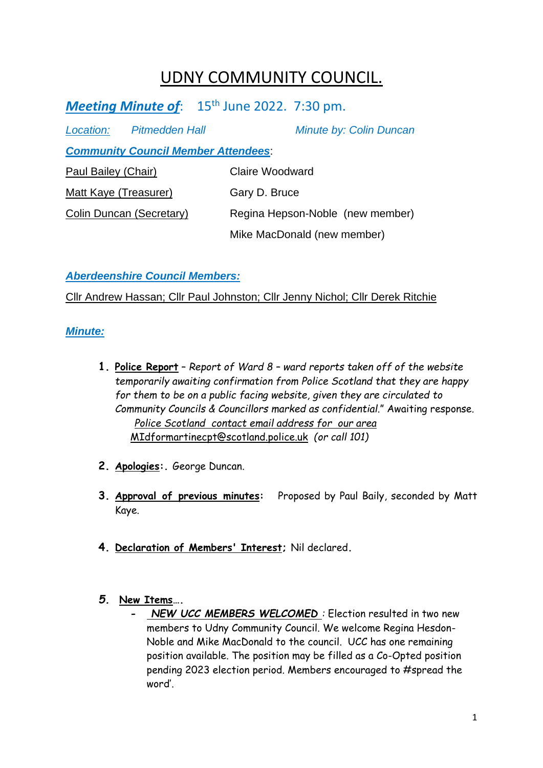# UDNY COMMUNITY COUNCIL.

***Meeting Minute of***: 15th June 2022. 7:30 pm.

*Location:* *Pitmedden Hall* *Minute by: Colin Duncan*

***Community Council Member Attendees***:

| | |
|---|---|
| Paul Bailey (Chair) | Claire Woodward |
| Matt Kaye (Treasurer) | Gary D. Bruce |
| Colin Duncan (Secretary) | Regina Hepson-Noble (new member) |
| | Mike MacDonald (new member) |

***Aberdeenshire Council Members:***

Cllr Andrew Hassan; Cllr Paul Johnston; Cllr Jenny Nichol; Cllr Derek Ritchie

***Minute:***

1. **Police Report** – *Report of Ward 8 – ward reports taken off of the website temporarily awaiting confirmation from Police Scotland that they are happy for them to be on a public facing website, given they are circulated to Community Councils & Councillors marked as confidential*." Awaiting response.
   *Police Scotland contact email address for our area*
   MIdformartinecpt@scotland.police.uk *(or call 101)*

2. **Apologies:**. George Duncan.

3. **Approval of previous minutes:** Proposed by Paul Baily, seconded by Matt Kaye.

4. **Declaration of Members' Interest;** Nil declared.

5. **New Items**….
   - ***NEW UCC MEMBERS WELCOMED*** : Election resulted in two new members to Udny Community Council. We welcome Regina Hesdon-Noble and Mike MacDonald to the council. UCC has one remaining position available. The position may be filled as a Co-Opted position pending 2023 election period. Members encouraged to #spread the word'.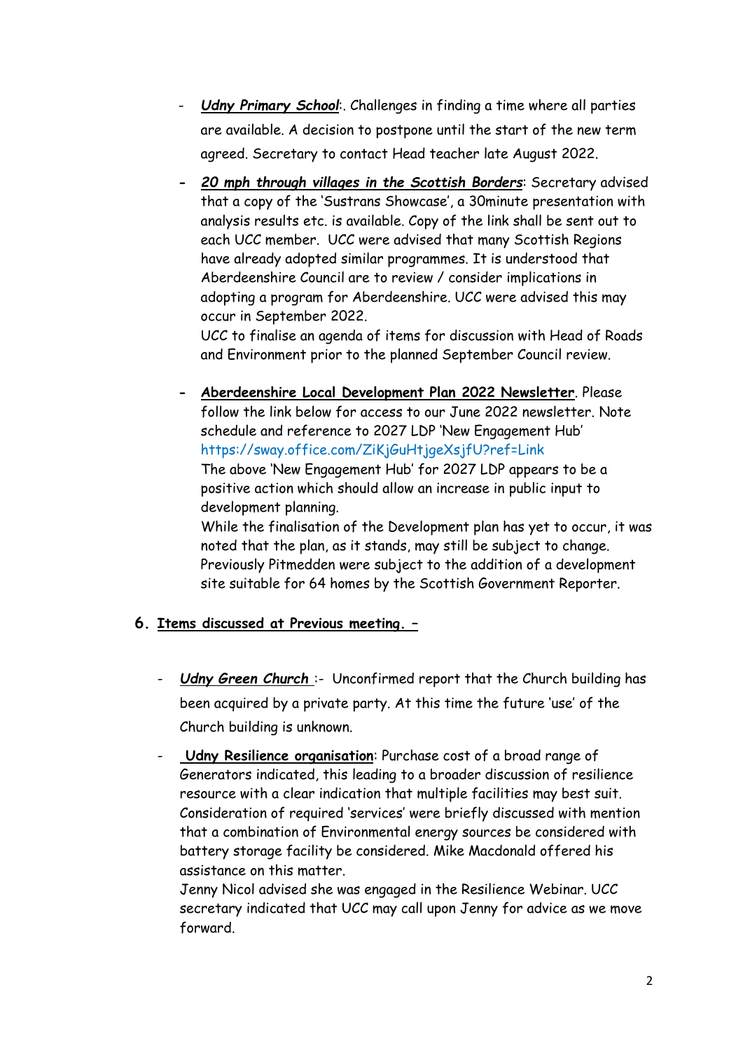- ***Udny Primary School***:. Challenges in finding a time where all parties are available. A decision to postpone until the start of the new term agreed. Secretary to contact Head teacher late August 2022.

- ***20 mph through villages in the Scottish Borders***: Secretary advised that a copy of the 'Sustrans Showcase', a 30minute presentation with analysis results etc. is available. Copy of the link shall be sent out to each UCC member. UCC were advised that many Scottish Regions have already adopted similar programmes. It is understood that Aberdeenshire Council are to review / consider implications in adopting a program for Aberdeenshire. UCC were advised this may occur in September 2022.

  UCC to finalise an agenda of items for discussion with Head of Roads and Environment prior to the planned September Council review.

- **Aberdeenshire Local Development Plan 2022 Newsletter**. Please follow the link below for access to our June 2022 newsletter. Note schedule and reference to 2027 LDP 'New Engagement Hub'
  https://sway.office.com/ZiKjGuHtjgeXsjfU?ref=Link

  The above 'New Engagement Hub' for 2027 LDP appears to be a positive action which should allow an increase in public input to development planning.

  While the finalisation of the Development plan has yet to occur, it was noted that the plan, as it stands, may still be subject to change. Previously Pitmedden were subject to the addition of a development site suitable for 64 homes by the Scottish Government Reporter.

## 6. Items discussed at Previous meeting. –

- ***Udny Green Church*** :- Unconfirmed report that the Church building has been acquired by a private party. At this time the future 'use' of the Church building is unknown.

- **Udny Resilience organisation**: Purchase cost of a broad range of Generators indicated, this leading to a broader discussion of resilience resource with a clear indication that multiple facilities may best suit. Consideration of required 'services' were briefly discussed with mention that a combination of Environmental energy sources be considered with battery storage facility be considered. Mike Macdonald offered his assistance on this matter.

  Jenny Nicol advised she was engaged in the Resilience Webinar. UCC secretary indicated that UCC may call upon Jenny for advice as we move forward.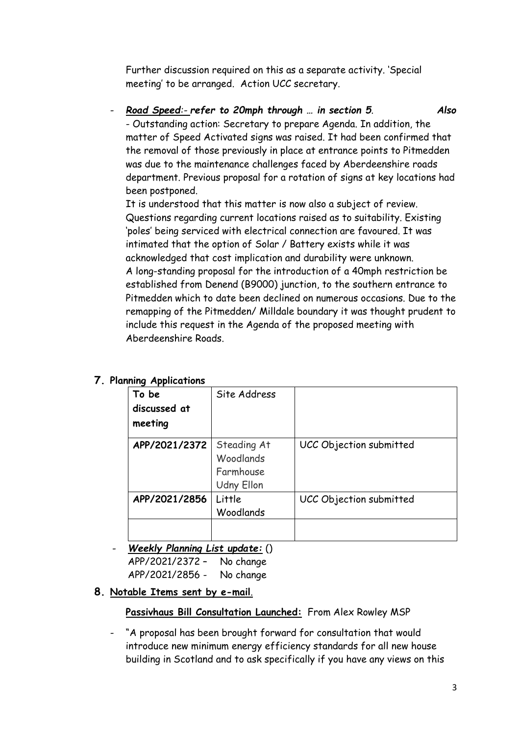Further discussion required on this as a separate activity. 'Special meeting' to be arranged. Action UCC secretary.

- ***Road Speed:- refer to 20mph through … in section 5.*** ***Also*** - Outstanding action: Secretary to prepare Agenda. In addition, the matter of Speed Activated signs was raised. It had been confirmed that the removal of those previously in place at entrance points to Pitmedden was due to the maintenance challenges faced by Aberdeenshire roads department. Previous proposal for a rotation of signs at key locations had been postponed.
  It is understood that this matter is now also a subject of review. Questions regarding current locations raised as to suitability. Existing 'poles' being serviced with electrical connection are favoured. It was intimated that the option of Solar / Battery exists while it was acknowledged that cost implication and durability were unknown.
  A long-standing proposal for the introduction of a 40mph restriction be established from Denend (B9000) junction, to the southern entrance to Pitmedden which to date been declined on numerous occasions. Due to the remapping of the Pitmedden/ Milldale boundary it was thought prudent to include this request in the Agenda of the proposed meeting with Aberdeenshire Roads.

## 7. Planning Applications

| To be discussed at meeting | Site Address | |
|---|---|---|
| **APP/2021/2372** | Steading At Woodlands Farmhouse Udny Ellon | UCC Objection submitted |
| **APP/2021/2856** | Little Woodlands | UCC Objection submitted |
| | | |

- ***Weekly Planning List update:*** ()
  APP/2021/2372 – No change
  APP/2021/2856 - No change

## 8. Notable Items sent by e-mail.

**Passivhaus Bill Consultation Launched:** From Alex Rowley MSP

- "A proposal has been brought forward for consultation that would introduce new minimum energy efficiency standards for all new house building in Scotland and to ask specifically if you have any views on this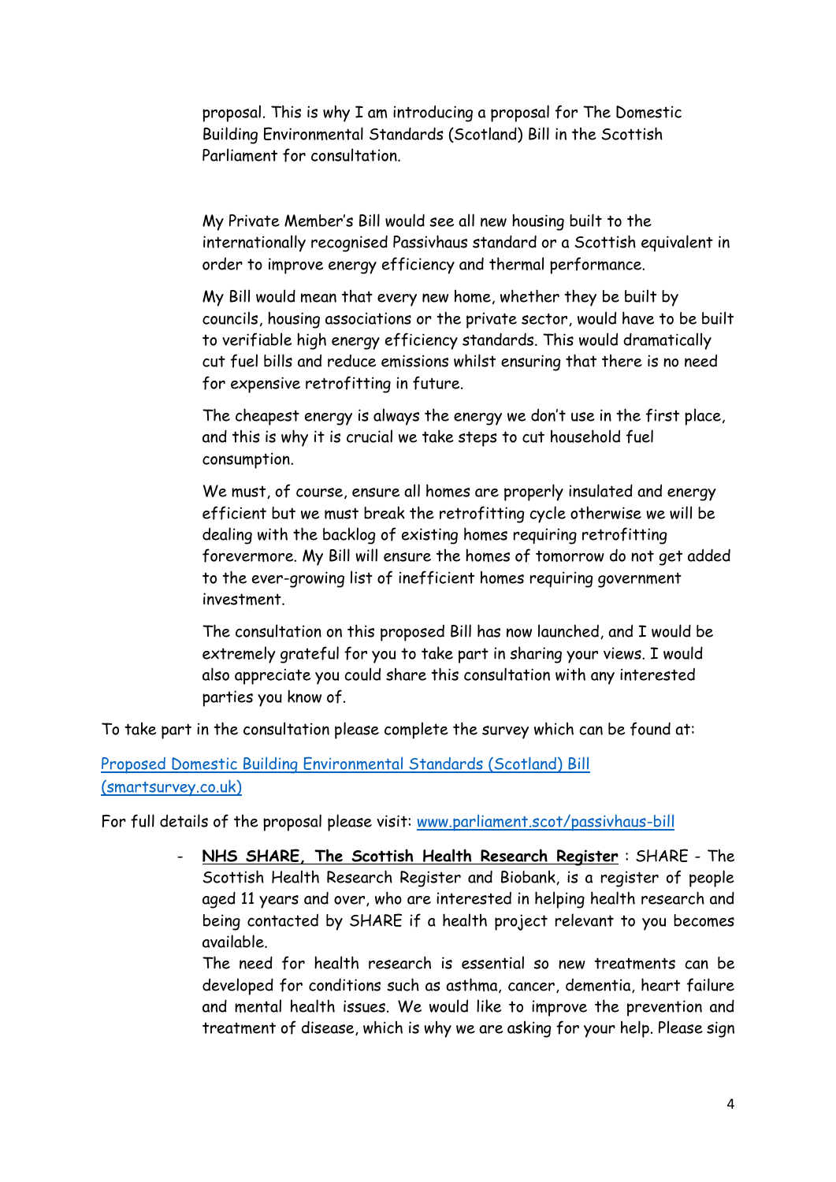proposal. This is why I am introducing a proposal for The Domestic Building Environmental Standards (Scotland) Bill in the Scottish Parliament for consultation.

My Private Member's Bill would see all new housing built to the internationally recognised Passivhaus standard or a Scottish equivalent in order to improve energy efficiency and thermal performance.

My Bill would mean that every new home, whether they be built by councils, housing associations or the private sector, would have to be built to verifiable high energy efficiency standards. This would dramatically cut fuel bills and reduce emissions whilst ensuring that there is no need for expensive retrofitting in future.

The cheapest energy is always the energy we don't use in the first place, and this is why it is crucial we take steps to cut household fuel consumption.

We must, of course, ensure all homes are properly insulated and energy efficient but we must break the retrofitting cycle otherwise we will be dealing with the backlog of existing homes requiring retrofitting forevermore. My Bill will ensure the homes of tomorrow do not get added to the ever-growing list of inefficient homes requiring government investment.

The consultation on this proposed Bill has now launched, and I would be extremely grateful for you to take part in sharing your views. I would also appreciate you could share this consultation with any interested parties you know of.

To take part in the consultation please complete the survey which can be found at:

[Proposed Domestic Building Environmental Standards (Scotland) Bill (smartsurvey.co.uk)]()

For full details of the proposal please visit: [www.parliament.scot/passivhaus-bill](www.parliament.scot/passivhaus-bill)

- **NHS SHARE, The Scottish Health Research Register** : SHARE - The Scottish Health Research Register and Biobank, is a register of people aged 11 years and over, who are interested in helping health research and being contacted by SHARE if a health project relevant to you becomes available.

  The need for health research is essential so new treatments can be developed for conditions such as asthma, cancer, dementia, heart failure and mental health issues. We would like to improve the prevention and treatment of disease, which is why we are asking for your help. Please sign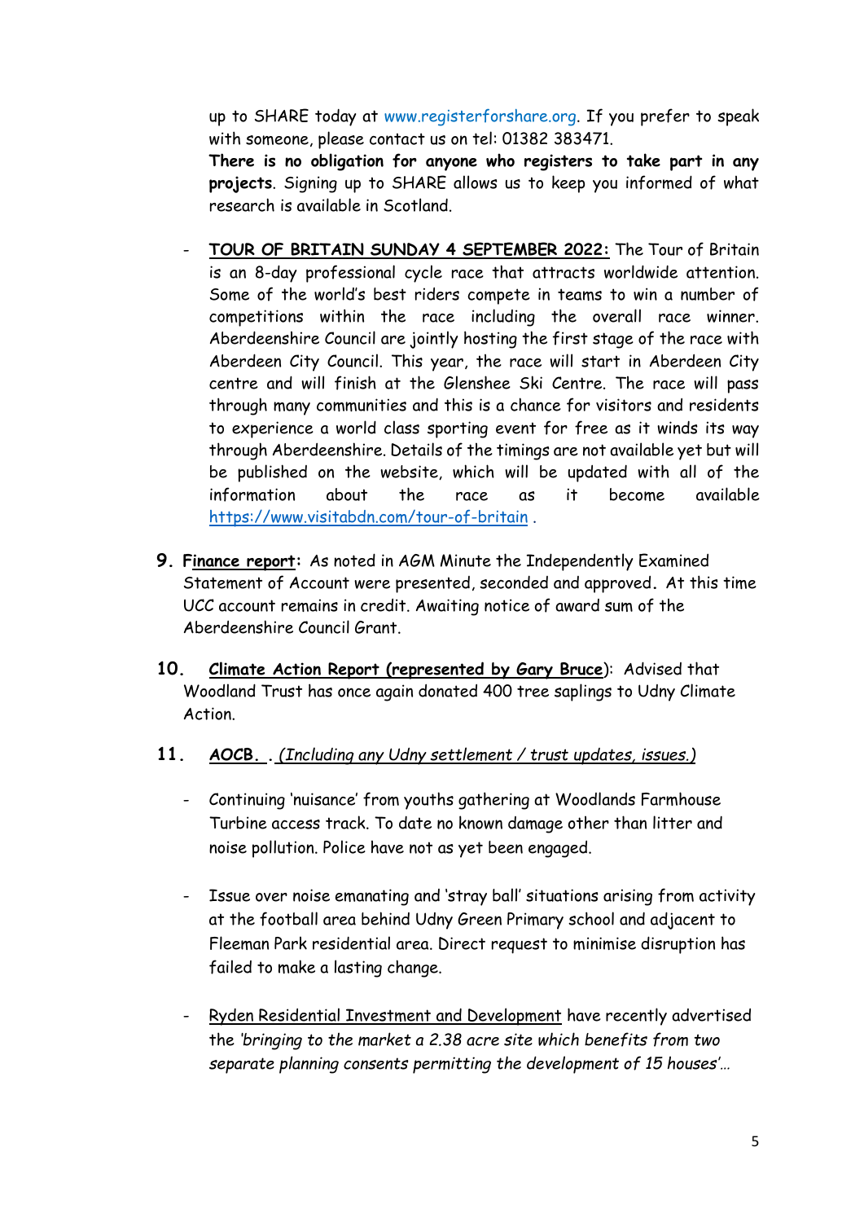up to SHARE today at www.registerforshare.org. If you prefer to speak with someone, please contact us on tel: 01382 383471.
**There is no obligation for anyone who registers to take part in any projects**. Signing up to SHARE allows us to keep you informed of what research is available in Scotland.

- **TOUR OF BRITAIN SUNDAY 4 SEPTEMBER 2022:** The Tour of Britain is an 8-day professional cycle race that attracts worldwide attention. Some of the world's best riders compete in teams to win a number of competitions within the race including the overall race winner. Aberdeenshire Council are jointly hosting the first stage of the race with Aberdeen City Council. This year, the race will start in Aberdeen City centre and will finish at the Glenshee Ski Centre. The race will pass through many communities and this is a chance for visitors and residents to experience a world class sporting event for free as it winds its way through Aberdeenshire. Details of the timings are not available yet but will be published on the website, which will be updated with all of the information about the race as it become available https://www.visitabdn.com/tour-of-britain .

9. **Finance report:** As noted in AGM Minute the Independently Examined Statement of Account were presented, seconded and approved. At this time UCC account remains in credit. Awaiting notice of award sum of the Aberdeenshire Council Grant.

10. **Climate Action Report (represented by Gary Bruce)**: Advised that Woodland Trust has once again donated 400 tree saplings to Udny Climate Action.

11. **AOCB.** . *(Including any Udny settlement / trust updates, issues.)*

- Continuing 'nuisance' from youths gathering at Woodlands Farmhouse Turbine access track. To date no known damage other than litter and noise pollution. Police have not as yet been engaged.

- Issue over noise emanating and 'stray ball' situations arising from activity at the football area behind Udny Green Primary school and adjacent to Fleeman Park residential area. Direct request to minimise disruption has failed to make a lasting change.

- Ryden Residential Investment and Development have recently advertised the *'bringing to the market a 2.38 acre site which benefits from two separate planning consents permitting the development of 15 houses'…*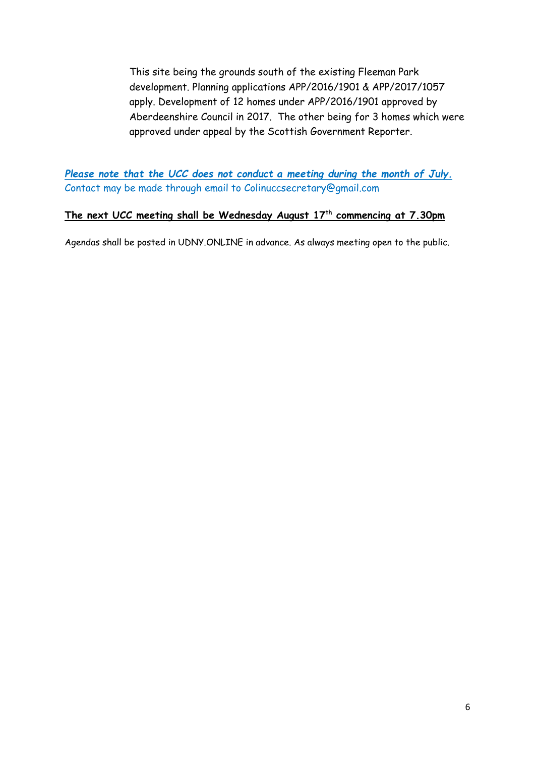This site being the grounds south of the existing Fleeman Park development. Planning applications APP/2016/1901 & APP/2017/1057 apply. Development of 12 homes under APP/2016/1901 approved by Aberdeenshire Council in 2017. The other being for 3 homes which were approved under appeal by the Scottish Government Reporter.

***Please note that the UCC does not conduct a meeting during the month of July.***
Contact may be made through email to Colinuccsecretary@gmail.com

**The next UCC meeting shall be Wednesday August 17th commencing at 7.30pm**

Agendas shall be posted in UDNY.ONLINE in advance. As always meeting open to the public.